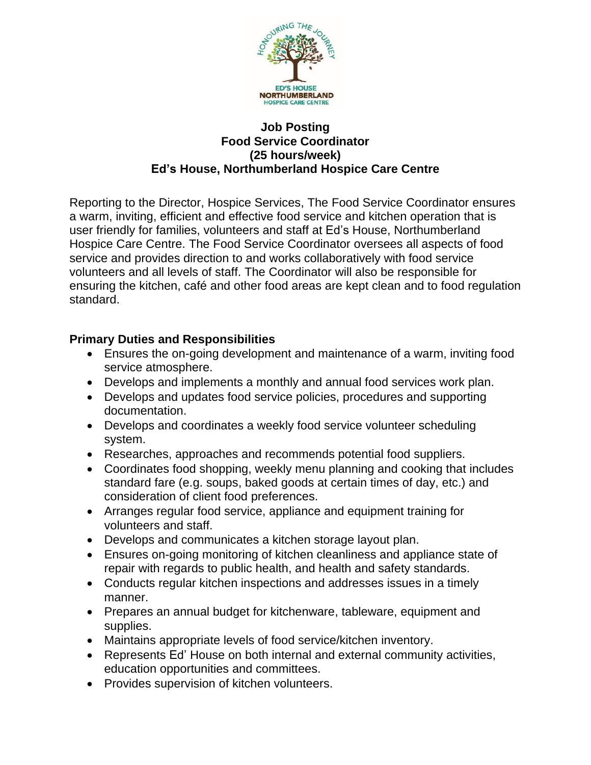**Job Posting**
**Food Service Coordinator**
**(25 hours/week)**
**Ed's House, Northumberland Hospice Care Centre**

Reporting to the Director, Hospice Services, The Food Service Coordinator ensures a warm, inviting, efficient and effective food service and kitchen operation that is user friendly for families, volunteers and staff at Ed's House, Northumberland Hospice Care Centre. The Food Service Coordinator oversees all aspects of food service and provides direction to and works collaboratively with food service volunteers and all levels of staff. The Coordinator will also be responsible for ensuring the kitchen, café and other food areas are kept clean and to food regulation standard.

## Primary Duties and Responsibilities

- Ensures the on-going development and maintenance of a warm, inviting food service atmosphere.
- Develops and implements a monthly and annual food services work plan.
- Develops and updates food service policies, procedures and supporting documentation.
- Develops and coordinates a weekly food service volunteer scheduling system.
- Researches, approaches and recommends potential food suppliers.
- Coordinates food shopping, weekly menu planning and cooking that includes standard fare (e.g. soups, baked goods at certain times of day, etc.) and consideration of client food preferences.
- Arranges regular food service, appliance and equipment training for volunteers and staff.
- Develops and communicates a kitchen storage layout plan.
- Ensures on-going monitoring of kitchen cleanliness and appliance state of repair with regards to public health, and health and safety standards.
- Conducts regular kitchen inspections and addresses issues in a timely manner.
- Prepares an annual budget for kitchenware, tableware, equipment and supplies.
- Maintains appropriate levels of food service/kitchen inventory.
- Represents Ed' House on both internal and external community activities, education opportunities and committees.
- Provides supervision of kitchen volunteers.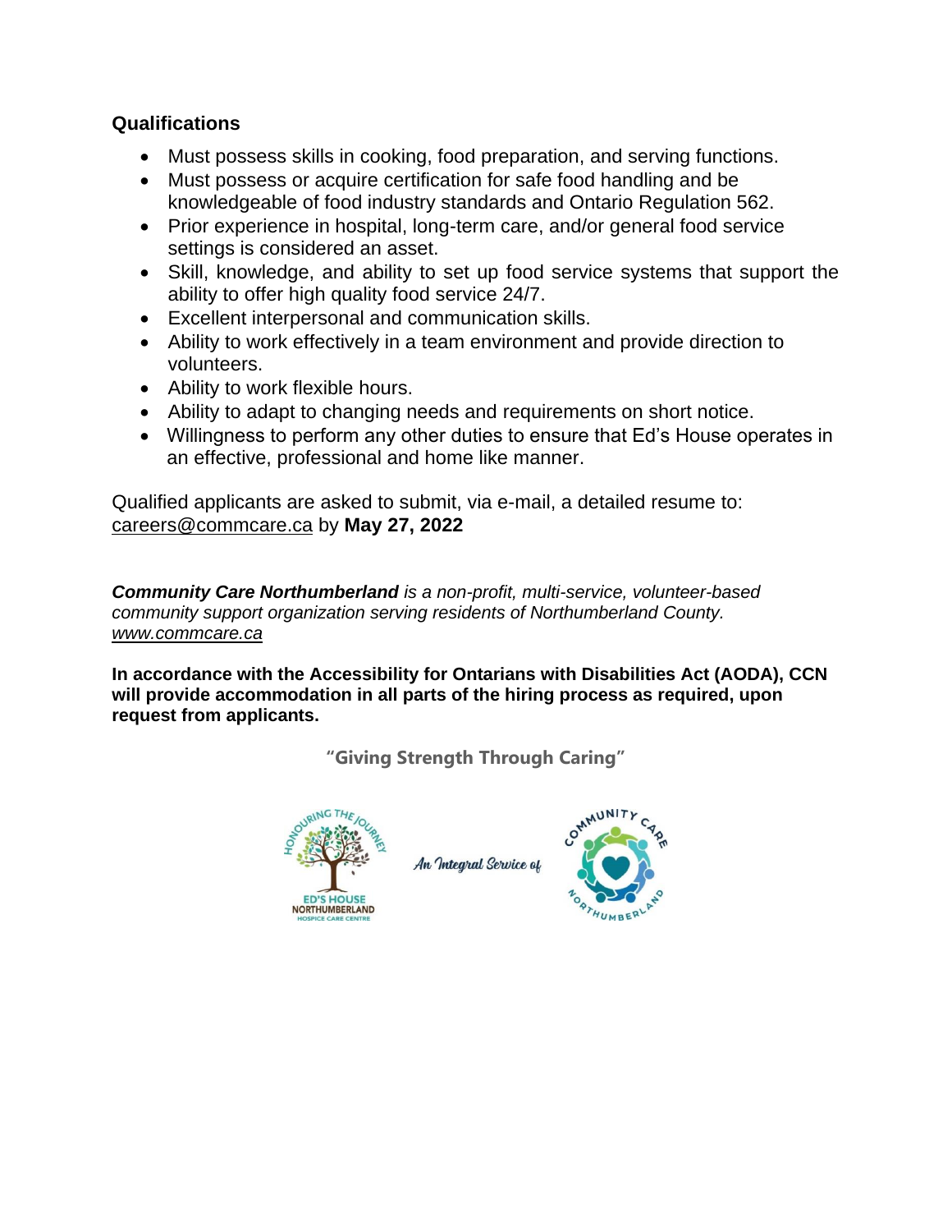**Qualifications**

- Must possess skills in cooking, food preparation, and serving functions.
- Must possess or acquire certification for safe food handling and be knowledgeable of food industry standards and Ontario Regulation 562.
- Prior experience in hospital, long-term care, and/or general food service settings is considered an asset.
- Skill, knowledge, and ability to set up food service systems that support the ability to offer high quality food service 24/7.
- Excellent interpersonal and communication skills.
- Ability to work effectively in a team environment and provide direction to volunteers.
- Ability to work flexible hours.
- Ability to adapt to changing needs and requirements on short notice.
- Willingness to perform any other duties to ensure that Ed's House operates in an effective, professional and home like manner.

Qualified applicants are asked to submit, via e-mail, a detailed resume to: careers@commcare.ca by **May 27, 2022**

***Community Care Northumberland*** *is a non-profit, multi-service, volunteer-based community support organization serving residents of Northumberland County. www.commcare.ca*

**In accordance with the Accessibility for Ontarians with Disabilities Act (AODA), CCN will provide accommodation in all parts of the hiring process as required, upon request from applicants.**

**"Giving Strength Through Caring"**

HONOURING THE JOURNEY
ED'S HOUSE NORTHUMBERLAND
HOSPICE CARE CENTRE

*An Integral Service of*

COMMUNITY CARE NORTHUMBERLAND